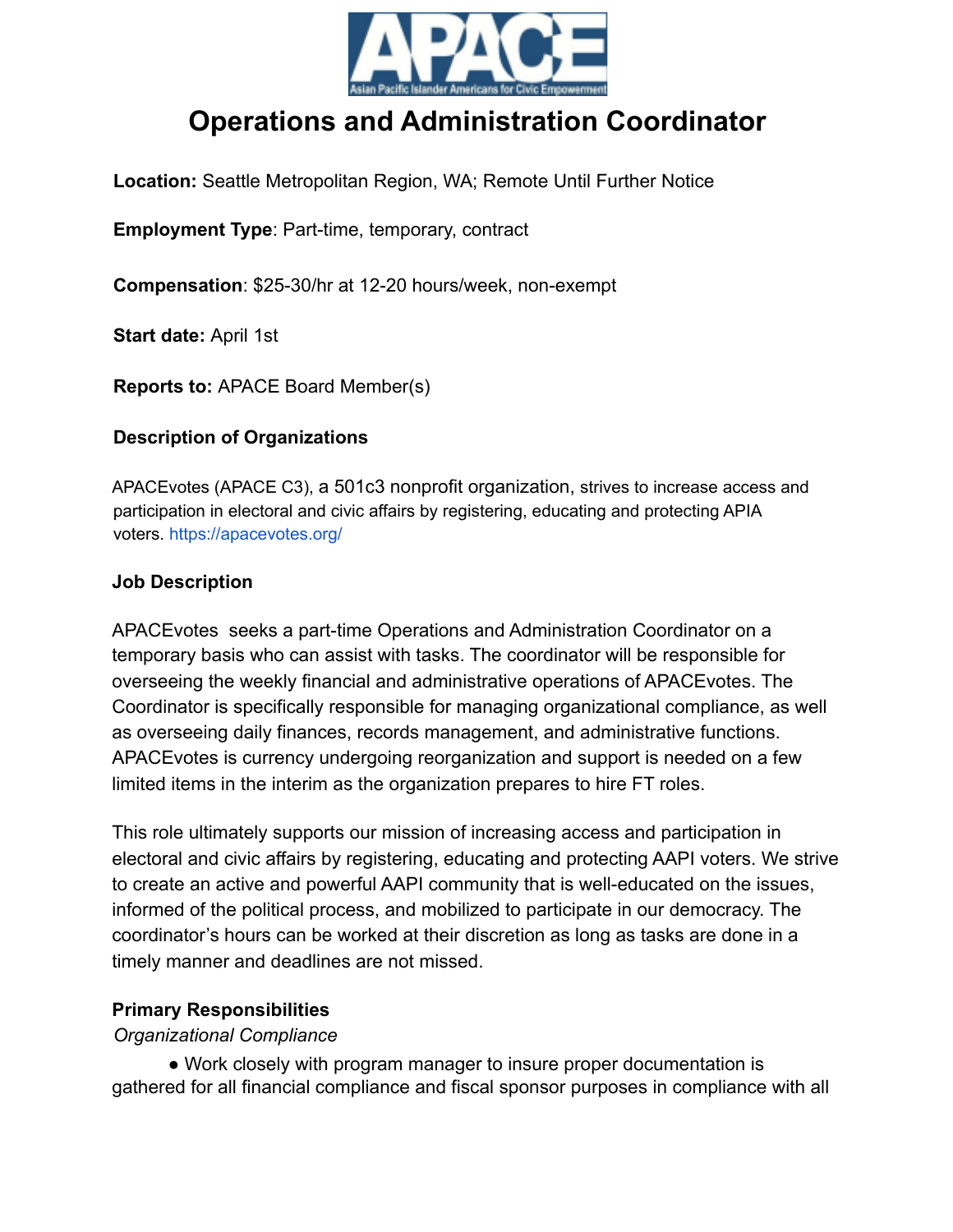APACE

Asian Pacific Islander Americans for Civic Empowerment

# Operations and Administration Coordinator

**Location:** Seattle Metropolitan Region, WA; Remote Until Further Notice

**Employment Type**: Part-time, temporary, contract

**Compensation**: $25-30/hr at 12-20 hours/week, non-exempt

**Start date:** April 1st

**Reports to:** APACE Board Member(s)

### Description of Organizations

APACEvotes (APACE C3), a 501c3 nonprofit organization, strives to increase access and participation in electoral and civic affairs by registering, educating and protecting APIA voters. https://apacevotes.org/

### Job Description

APACEvotes seeks a part-time Operations and Administration Coordinator on a temporary basis who can assist with tasks. The coordinator will be responsible for overseeing the weekly financial and administrative operations of APACEvotes. The Coordinator is specifically responsible for managing organizational compliance, as well as overseeing daily finances, records management, and administrative functions. APACEvotes is currency undergoing reorganization and support is needed on a few limited items in the interim as the organization prepares to hire FT roles.

This role ultimately supports our mission of increasing access and participation in electoral and civic affairs by registering, educating and protecting AAPI voters. We strive to create an active and powerful AAPI community that is well-educated on the issues, informed of the political process, and mobilized to participate in our democracy. The coordinator's hours can be worked at their discretion as long as tasks are done in a timely manner and deadlines are not missed.

### Primary Responsibilities

*Organizational Compliance*

- Work closely with program manager to insure proper documentation is gathered for all financial compliance and fiscal sponsor purposes in compliance with all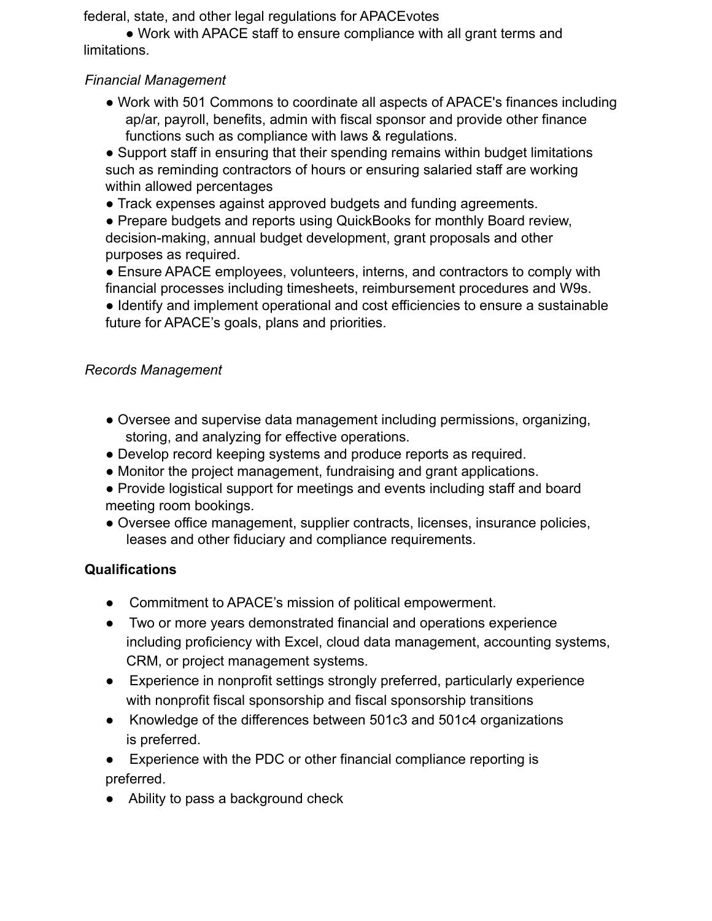federal, state, and other legal regulations for APACEvotes

- Work with APACE staff to ensure compliance with all grant terms and limitations.

*Financial Management*

- Work with 501 Commons to coordinate all aspects of APACE's finances including ap/ar, payroll, benefits, admin with fiscal sponsor and provide other finance functions such as compliance with laws & regulations.
- Support staff in ensuring that their spending remains within budget limitations such as reminding contractors of hours or ensuring salaried staff are working within allowed percentages
- Track expenses against approved budgets and funding agreements.
- Prepare budgets and reports using QuickBooks for monthly Board review, decision-making, annual budget development, grant proposals and other purposes as required.
- Ensure APACE employees, volunteers, interns, and contractors to comply with financial processes including timesheets, reimbursement procedures and W9s.
- Identify and implement operational and cost efficiencies to ensure a sustainable future for APACE's goals, plans and priorities.

*Records Management*

- Oversee and supervise data management including permissions, organizing, storing, and analyzing for effective operations.
- Develop record keeping systems and produce reports as required.
- Monitor the project management, fundraising and grant applications.
- Provide logistical support for meetings and events including staff and board meeting room bookings.
- Oversee office management, supplier contracts, licenses, insurance policies, leases and other fiduciary and compliance requirements.

**Qualifications**

- Commitment to APACE's mission of political empowerment.
- Two or more years demonstrated financial and operations experience including proficiency with Excel, cloud data management, accounting systems, CRM, or project management systems.
- Experience in nonprofit settings strongly preferred, particularly experience with nonprofit fiscal sponsorship and fiscal sponsorship transitions
- Knowledge of the differences between 501c3 and 501c4 organizations is preferred.
- Experience with the PDC or other financial compliance reporting is preferred.
- Ability to pass a background check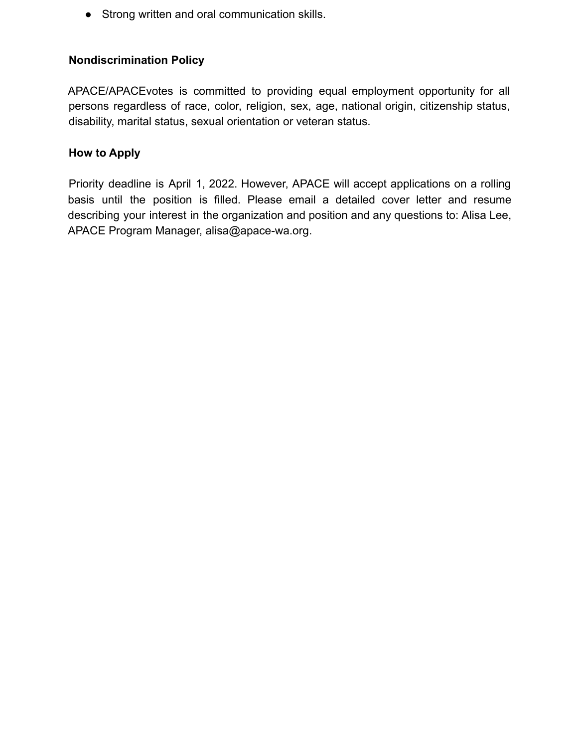- Strong written and oral communication skills.

**Nondiscrimination Policy**

APACE/APACEvotes is committed to providing equal employment opportunity for all persons regardless of race, color, religion, sex, age, national origin, citizenship status, disability, marital status, sexual orientation or veteran status.

**How to Apply**

Priority deadline is April 1, 2022. However, APACE will accept applications on a rolling basis until the position is filled. Please email a detailed cover letter and resume describing your interest in the organization and position and any questions to: Alisa Lee, APACE Program Manager, alisa@apace-wa.org.